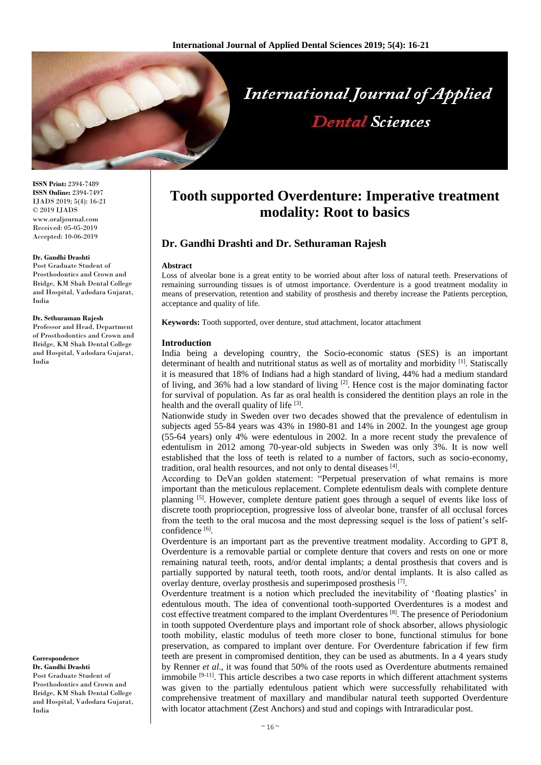**ISSN Print:** 2394-7489
**ISSN Online:** 2394-7497
IJADS 2019; 5(4): 16-21
© 2019 IJADS
www.oraljournal.com
Received: 05-05-2019
Accepted: 10-06-2019

**Dr. Gandhi Drashti**
Post Graduate Student of Prosthodontics and Crown and Bridge, KM Shah Dental College and Hospital, Vadodara Gujarat, India

**Dr. Sethuraman Rajesh**
Professor and Head, Department of Prosthodontics and Crown and Bridge, KM Shah Dental College and Hospital, Vadodara Gujarat, India

**Correspondence**
**Dr. Gandhi Drashti**
Post Graduate Student of Prosthodontics and Crown and Bridge, KM Shah Dental College and Hospital, Vadodara Gujarat, India

# Tooth supported Overdenture: Imperative treatment modality: Root to basics

## Dr. Gandhi Drashti and Dr. Sethuraman Rajesh

### Abstract

Loss of alveolar bone is a great entity to be worried about after loss of natural teeth. Preservations of remaining surrounding tissues is of utmost importance. Overdenture is a good treatment modality in means of preservation, retention and stability of prosthesis and thereby increase the Patients perception, acceptance and quality of life.

**Keywords:** Tooth supported, over denture, stud attachment, locator attachment

### Introduction

India being a developing country, the Socio-economic status (SES) is an important determinant of health and nutritional status as well as of mortality and morbidity [1]. Statiscally it is measured that 18% of Indians had a high standard of living, 44% had a medium standard of living, and 36% had a low standard of living [2]. Hence cost is the major dominating factor for survival of population. As far as oral health is considered the dentition plays an role in the health and the overall quality of life [3].

Nationwide study in Sweden over two decades showed that the prevalence of edentulism in subjects aged 55-84 years was 43% in 1980-81 and 14% in 2002. In the youngest age group (55-64 years) only 4% were edentulous in 2002. In a more recent study the prevalence of edentulism in 2012 among 70-year-old subjects in Sweden was only 3%. It is now well established that the loss of teeth is related to a number of factors, such as socio-economy, tradition, oral health resources, and not only to dental diseases [4].

According to DeVan golden statement: "Perpetual preservation of what remains is more important than the meticulous replacement. Complete edentulism deals with complete denture planning [5]. However, complete denture patient goes through a sequel of events like loss of discrete tooth proprioception, progressive loss of alveolar bone, transfer of all occlusal forces from the teeth to the oral mucosa and the most depressing sequel is the loss of patient's self-confidence [6].

Overdenture is an important part as the preventive treatment modality. According to GPT 8, Overdenture is a removable partial or complete denture that covers and rests on one or more remaining natural teeth, roots, and/or dental implants; a dental prosthesis that covers and is partially supported by natural teeth, tooth roots, and/or dental implants. It is also called as overlay denture, overlay prosthesis and superimposed prosthesis [7].

Overdenture treatment is a notion which precluded the inevitability of 'floating plastics' in edentulous mouth. The idea of conventional tooth-supported Overdentures is a modest and cost effective treatment compared to the implant Overdentures [8]. The presence of Periodonium in tooth suppoted Overdenture plays and important role of shock absorber, allows physiologic tooth mobility, elastic modulus of teeth more closer to bone, functional stimulus for bone preservation, as compared to implant over denture. For Overdenture fabrication if few firm teeth are present in compromised dentition, they can be used as abutments. In a 4 years study by Renner *et al*., it was found that 50% of the roots used as Overdenture abutments remained immobile [9-11]. This article describes a two case reports in which different attachment systems was given to the partially edentulous patient which were successfully rehabilitated with comprehensive treatment of maxillary and mandibular natural teeth supported Overdenture with locator attachment (Zest Anchors) and stud and copings with Intraradicular post.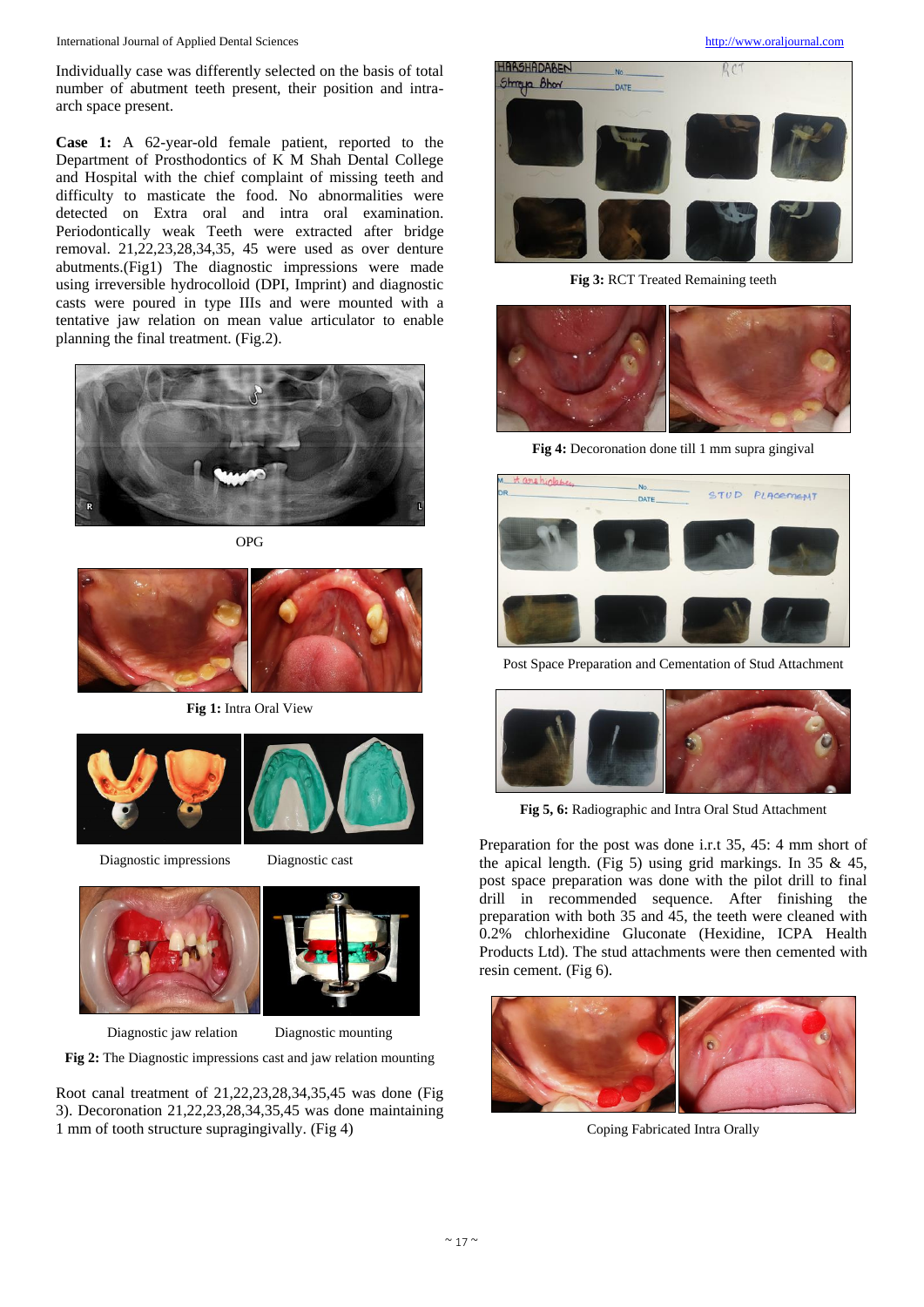Individually case was differently selected on the basis of total number of abutment teeth present, their position and intra-arch space present.

**Case 1:** A 62-year-old female patient, reported to the Department of Prosthodontics of K M Shah Dental College and Hospital with the chief complaint of missing teeth and difficulty to masticate the food. No abnormalities were detected on Extra oral and intra oral examination. Periodontically weak Teeth were extracted after bridge removal. 21,22,23,28,34,35, 45 were used as over denture abutments.(Fig1) The diagnostic impressions were made using irreversible hydrocolloid (DPI, Imprint) and diagnostic casts were poured in type IIIs and were mounted with a tentative jaw relation on mean value articulator to enable planning the final treatment. (Fig.2).

OPG

**Fig 1:** Intra Oral View

Diagnostic impressions Diagnostic cast

Diagnostic jaw relation Diagnostic mounting

**Fig 2:** The Diagnostic impressions cast and jaw relation mounting

Root canal treatment of 21,22,23,28,34,35,45 was done (Fig 3). Decoronation 21,22,23,28,34,35,45 was done maintaining 1 mm of tooth structure supragingivally. (Fig 4)

**Fig 3:** RCT Treated Remaining teeth

**Fig 4:** Decoronation done till 1 mm supra gingival

Post Space Preparation and Cementation of Stud Attachment

**Fig 5, 6:** Radiographic and Intra Oral Stud Attachment

Preparation for the post was done i.r.t 35, 45: 4 mm short of the apical length. (Fig 5) using grid markings. In 35 & 45, post space preparation was done with the pilot drill to final drill in recommended sequence. After finishing the preparation with both 35 and 45, the teeth were cleaned with 0.2% chlorhexidine Gluconate (Hexidine, ICPA Health Products Ltd). The stud attachments were then cemented with resin cement. (Fig 6).

Coping Fabricated Intra Orally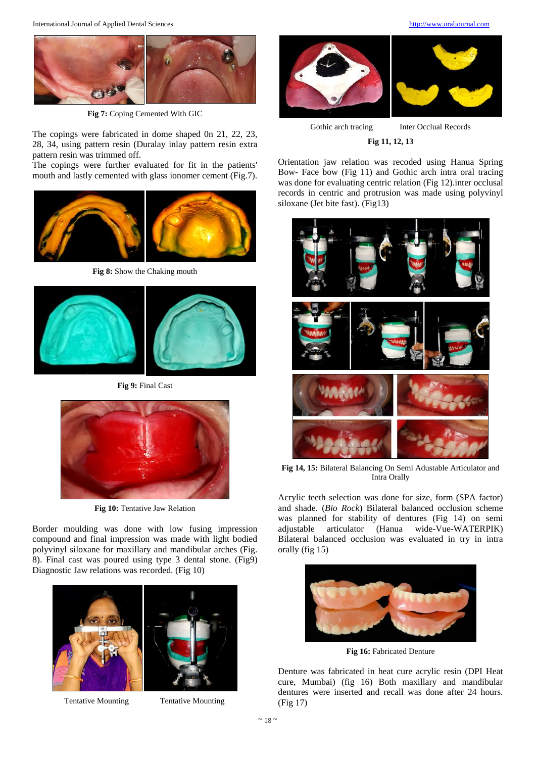Fig 7: Coping Cemented With GIC

The copings were fabricated in dome shaped 0n 21, 22, 23, 28, 34, using pattern resin (Duralay inlay pattern resin extra pattern resin was trimmed off.

The copings were further evaluated for fit in the patients' mouth and lastly cemented with glass ionomer cement (Fig.7).

**Fig 8:** Show the Chaking mouth

**Fig 9:** Final Cast

**Fig 10:** Tentative Jaw Relation

Border moulding was done with low fusing impression compound and final impression was made with light bodied polyvinyl siloxane for maxillary and mandibular arches (Fig. 8). Final cast was poured using type 3 dental stone. (Fig9) Diagnostic Jaw relations was recorded. (Fig 10)

Tentative Mounting Tentative Mounting

Gothic arch tracing Inter Occlual Records

**Fig 11, 12, 13**

Orientation jaw relation was recoded using Hanua Spring Bow- Face bow (Fig 11) and Gothic arch intra oral tracing was done for evaluating centric relation (Fig 12).inter occlusal records in centric and protrusion was made using polyvinyl siloxane (Jet bite fast). (Fig13)

**Fig 14, 15:** Bilateral Balancing On Semi Adustable Articulator and Intra Orally

Acrylic teeth selection was done for size, form (SPA factor) and shade. (*Bio Rock*) Bilateral balanced occlusion scheme was planned for stability of dentures (Fig 14) on semi adjustable articulator (Hanua wide-Vue-WATERPIK) Bilateral balanced occlusion was evaluated in try in intra orally (fig 15)

**Fig 16:** Fabricated Denture

Denture was fabricated in heat cure acrylic resin (DPI Heat cure, Mumbai) (fig 16) Both maxillary and mandibular dentures were inserted and recall was done after 24 hours. (Fig 17)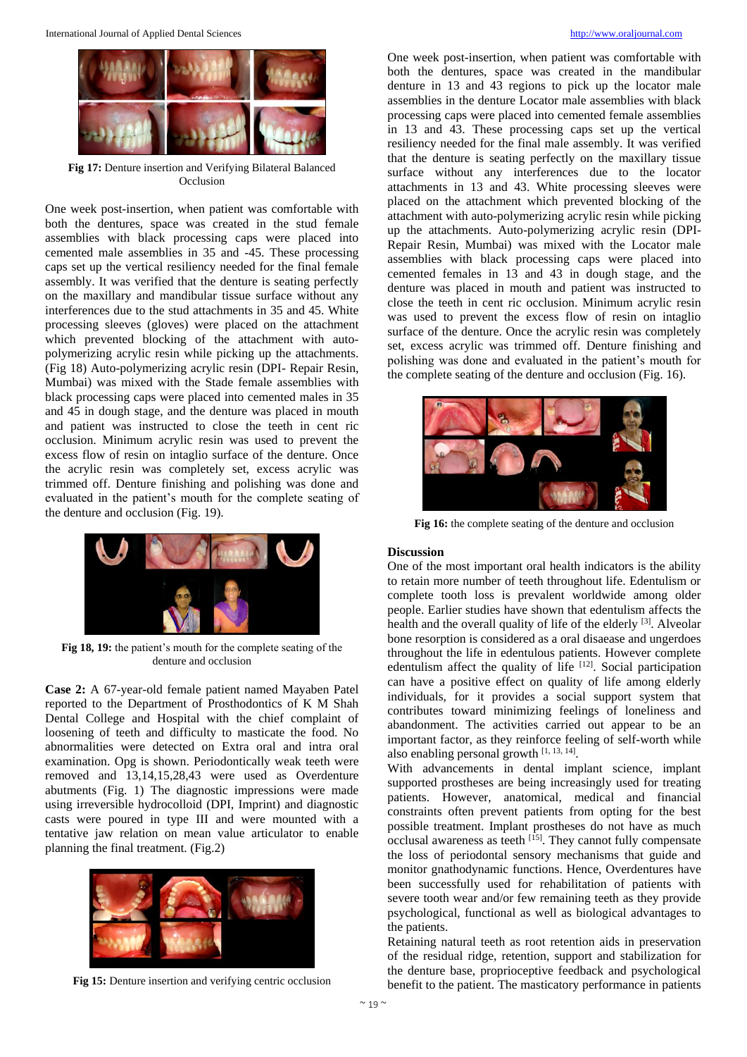Fig 17: Denture insertion and Verifying Bilateral Balanced Occlusion

One week post-insertion, when patient was comfortable with both the dentures, space was created in the stud female assemblies with black processing caps were placed into cemented male assemblies in 35 and -45. These processing caps set up the vertical resiliency needed for the final female assembly. It was verified that the denture is seating perfectly on the maxillary and mandibular tissue surface without any interferences due to the stud attachments in 35 and 45. White processing sleeves (gloves) were placed on the attachment which prevented blocking of the attachment with auto-polymerizing acrylic resin while picking up the attachments. (Fig 18) Auto-polymerizing acrylic resin (DPI- Repair Resin, Mumbai) was mixed with the Stade female assemblies with black processing caps were placed into cemented males in 35 and 45 in dough stage, and the denture was placed in mouth and patient was instructed to close the teeth in cent ric occlusion. Minimum acrylic resin was used to prevent the excess flow of resin on intaglio surface of the denture. Once the acrylic resin was completely set, excess acrylic was trimmed off. Denture finishing and polishing was done and evaluated in the patient's mouth for the complete seating of the denture and occlusion (Fig. 19).

Fig 18, 19: the patient's mouth for the complete seating of the denture and occlusion

**Case 2:** A 67-year-old female patient named Mayaben Patel reported to the Department of Prosthodontics of K M Shah Dental College and Hospital with the chief complaint of loosening of teeth and difficulty to masticate the food. No abnormalities were detected on Extra oral and intra oral examination. Opg is shown. Periodontically weak teeth were removed and 13,14,15,28,43 were used as Overdenture abutments (Fig. 1) The diagnostic impressions were made using irreversible hydrocolloid (DPI, Imprint) and diagnostic casts were poured in type III and were mounted with a tentative jaw relation on mean value articulator to enable planning the final treatment. (Fig.2)

Fig 15: Denture insertion and verifying centric occlusion

One week post-insertion, when patient was comfortable with both the dentures, space was created in the mandibular denture in 13 and 43 regions to pick up the locator male assemblies in the denture Locator male assemblies with black processing caps were placed into cemented female assemblies in 13 and 43. These processing caps set up the vertical resiliency needed for the final male assembly. It was verified that the denture is seating perfectly on the maxillary tissue surface without any interferences due to the locator attachments in 13 and 43. White processing sleeves were placed on the attachment which prevented blocking of the attachment with auto-polymerizing acrylic resin while picking up the attachments. Auto-polymerizing acrylic resin (DPI- Repair Resin, Mumbai) was mixed with the Locator male assemblies with black processing caps were placed into cemented females in 13 and 43 in dough stage, and the denture was placed in mouth and patient was instructed to close the teeth in cent ric occlusion. Minimum acrylic resin was used to prevent the excess flow of resin on intaglio surface of the denture. Once the acrylic resin was completely set, excess acrylic was trimmed off. Denture finishing and polishing was done and evaluated in the patient's mouth for the complete seating of the denture and occlusion (Fig. 16).

Fig 16: the complete seating of the denture and occlusion

## Discussion

One of the most important oral health indicators is the ability to retain more number of teeth throughout life. Edentulism or complete tooth loss is prevalent worldwide among older people. Earlier studies have shown that edentulism affects the health and the overall quality of life of the elderly [3]. Alveolar bone resorption is considered as a oral disaease and ungerdoes throughout the life in edentulous patients. However complete edentulism affect the quality of life [12]. Social participation can have a positive effect on quality of life among elderly individuals, for it provides a social support system that contributes toward minimizing feelings of loneliness and abandonment. The activities carried out appear to be an important factor, as they reinforce feeling of self-worth while also enabling personal growth [1, 13, 14].

With advancements in dental implant science, implant supported prostheses are being increasingly used for treating patients. However, anatomical, medical and financial constraints often prevent patients from opting for the best possible treatment. Implant prostheses do not have as much occlusal awareness as teeth [15]. They cannot fully compensate the loss of periodontal sensory mechanisms that guide and monitor gnathodynamic functions. Hence, Overdentures have been successfully used for rehabilitation of patients with severe tooth wear and/or few remaining teeth as they provide psychological, functional as well as biological advantages to the patients.

Retaining natural teeth as root retention aids in preservation of the residual ridge, retention, support and stabilization for the denture base, proprioceptive feedback and psychological benefit to the patient. The masticatory performance in patients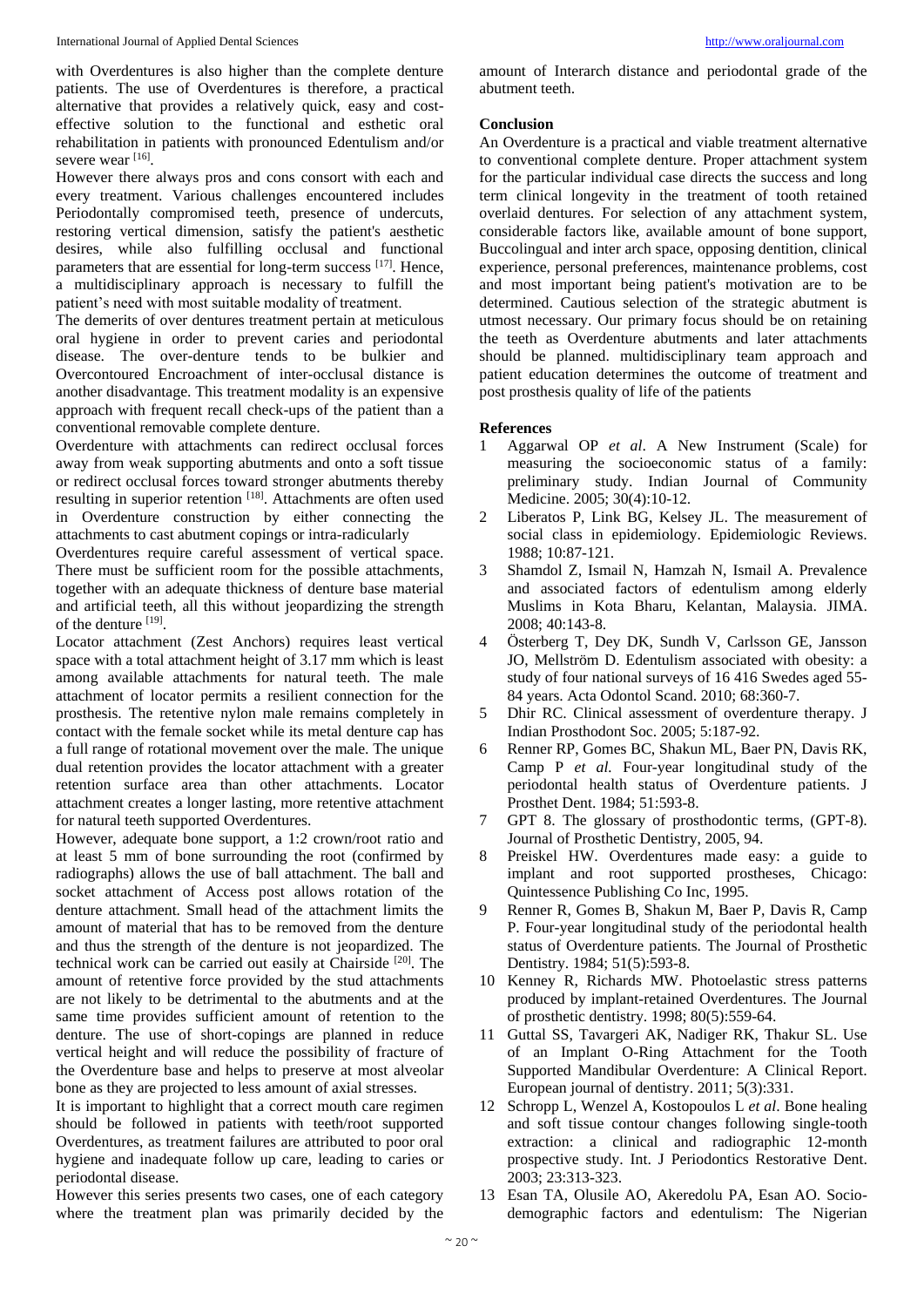with Overdentures is also higher than the complete denture patients. The use of Overdentures is therefore, a practical alternative that provides a relatively quick, easy and cost-effective solution to the functional and esthetic oral rehabilitation in patients with pronounced Edentulism and/or severe wear [16].

However there always pros and cons consort with each and every treatment. Various challenges encountered includes Periodontally compromised teeth, presence of undercuts, restoring vertical dimension, satisfy the patient's aesthetic desires, while also fulfilling occlusal and functional parameters that are essential for long-term success [17]. Hence, a multidisciplinary approach is necessary to fulfill the patient's need with most suitable modality of treatment.

The demerits of over dentures treatment pertain at meticulous oral hygiene in order to prevent caries and periodontal disease. The over-denture tends to be bulkier and Overcontoured Encroachment of inter-occlusal distance is another disadvantage. This treatment modality is an expensive approach with frequent recall check-ups of the patient than a conventional removable complete denture.

Overdenture with attachments can redirect occlusal forces away from weak supporting abutments and onto a soft tissue or redirect occlusal forces toward stronger abutments thereby resulting in superior retention [18]. Attachments are often used in Overdenture construction by either connecting the attachments to cast abutment copings or intra-radicularly

Overdentures require careful assessment of vertical space. There must be sufficient room for the possible attachments, together with an adequate thickness of denture base material and artificial teeth, all this without jeopardizing the strength of the denture [19].

Locator attachment (Zest Anchors) requires least vertical space with a total attachment height of 3.17 mm which is least among available attachments for natural teeth. The male attachment of locator permits a resilient connection for the prosthesis. The retentive nylon male remains completely in contact with the female socket while its metal denture cap has a full range of rotational movement over the male. The unique dual retention provides the locator attachment with a greater retention surface area than other attachments. Locator attachment creates a longer lasting, more retentive attachment for natural teeth supported Overdentures.

However, adequate bone support, a 1:2 crown/root ratio and at least 5 mm of bone surrounding the root (confirmed by radiographs) allows the use of ball attachment. The ball and socket attachment of Access post allows rotation of the denture attachment. Small head of the attachment limits the amount of material that has to be removed from the denture and thus the strength of the denture is not jeopardized. The technical work can be carried out easily at Chairside [20]. The amount of retentive force provided by the stud attachments are not likely to be detrimental to the abutments and at the same time provides sufficient amount of retention to the denture. The use of short-copings are planned in reduce vertical height and will reduce the possibility of fracture of the Overdenture base and helps to preserve at most alveolar bone as they are projected to less amount of axial stresses.

It is important to highlight that a correct mouth care regimen should be followed in patients with teeth/root supported Overdentures, as treatment failures are attributed to poor oral hygiene and inadequate follow up care, leading to caries or periodontal disease.

However this series presents two cases, one of each category where the treatment plan was primarily decided by the amount of Interarch distance and periodontal grade of the abutment teeth.

## Conclusion

An Overdenture is a practical and viable treatment alternative to conventional complete denture. Proper attachment system for the particular individual case directs the success and long term clinical longevity in the treatment of tooth retained overlaid dentures. For selection of any attachment system, considerable factors like, available amount of bone support, Buccolingual and inter arch space, opposing dentition, clinical experience, personal preferences, maintenance problems, cost and most important being patient's motivation are to be determined. Cautious selection of the strategic abutment is utmost necessary. Our primary focus should be on retaining the teeth as Overdenture abutments and later attachments should be planned. multidisciplinary team approach and patient education determines the outcome of treatment and post prosthesis quality of life of the patients

## References

1. Aggarwal OP *et al*. A New Instrument (Scale) for measuring the socioeconomic status of a family: preliminary study. Indian Journal of Community Medicine. 2005; 30(4):10-12.
2. Liberatos P, Link BG, Kelsey JL. The measurement of social class in epidemiology. Epidemiologic Reviews. 1988; 10:87-121.
3. Shamdol Z, Ismail N, Hamzah N, Ismail A. Prevalence and associated factors of edentulism among elderly Muslims in Kota Bharu, Kelantan, Malaysia. JIMA. 2008; 40:143-8.
4. Österberg T, Dey DK, Sundh V, Carlsson GE, Jansson JO, Mellström D. Edentulism associated with obesity: a study of four national surveys of 16 416 Swedes aged 55-84 years. Acta Odontol Scand. 2010; 68:360-7.
5. Dhir RC. Clinical assessment of overdenture therapy. J Indian Prosthodont Soc. 2005; 5:187-92.
6. Renner RP, Gomes BC, Shakun ML, Baer PN, Davis RK, Camp P *et al.* Four-year longitudinal study of the periodontal health status of Overdenture patients. J Prosthet Dent. 1984; 51:593-8.
7. GPT 8. The glossary of prosthodontic terms, (GPT-8). Journal of Prosthetic Dentistry, 2005, 94.
8. Preiskel HW. Overdentures made easy: a guide to implant and root supported prostheses, Chicago: Quintessence Publishing Co Inc, 1995.
9. Renner R, Gomes B, Shakun M, Baer P, Davis R, Camp P. Four-year longitudinal study of the periodontal health status of Overdenture patients. The Journal of Prosthetic Dentistry. 1984; 51(5):593-8.
10. Kenney R, Richards MW. Photoelastic stress patterns produced by implant-retained Overdentures. The Journal of prosthetic dentistry. 1998; 80(5):559-64.
11. Guttal SS, Tavargeri AK, Nadiger RK, Thakur SL. Use of an Implant O-Ring Attachment for the Tooth Supported Mandibular Overdenture: A Clinical Report. European journal of dentistry. 2011; 5(3):331.
12. Schropp L, Wenzel A, Kostopoulos L *et al*. Bone healing and soft tissue contour changes following single-tooth extraction: a clinical and radiographic 12-month prospective study. Int. J Periodontics Restorative Dent. 2003; 23:313-323.
13. Esan TA, Olusile AO, Akeredolu PA, Esan AO. Socio-demographic factors and edentulism: The Nigerian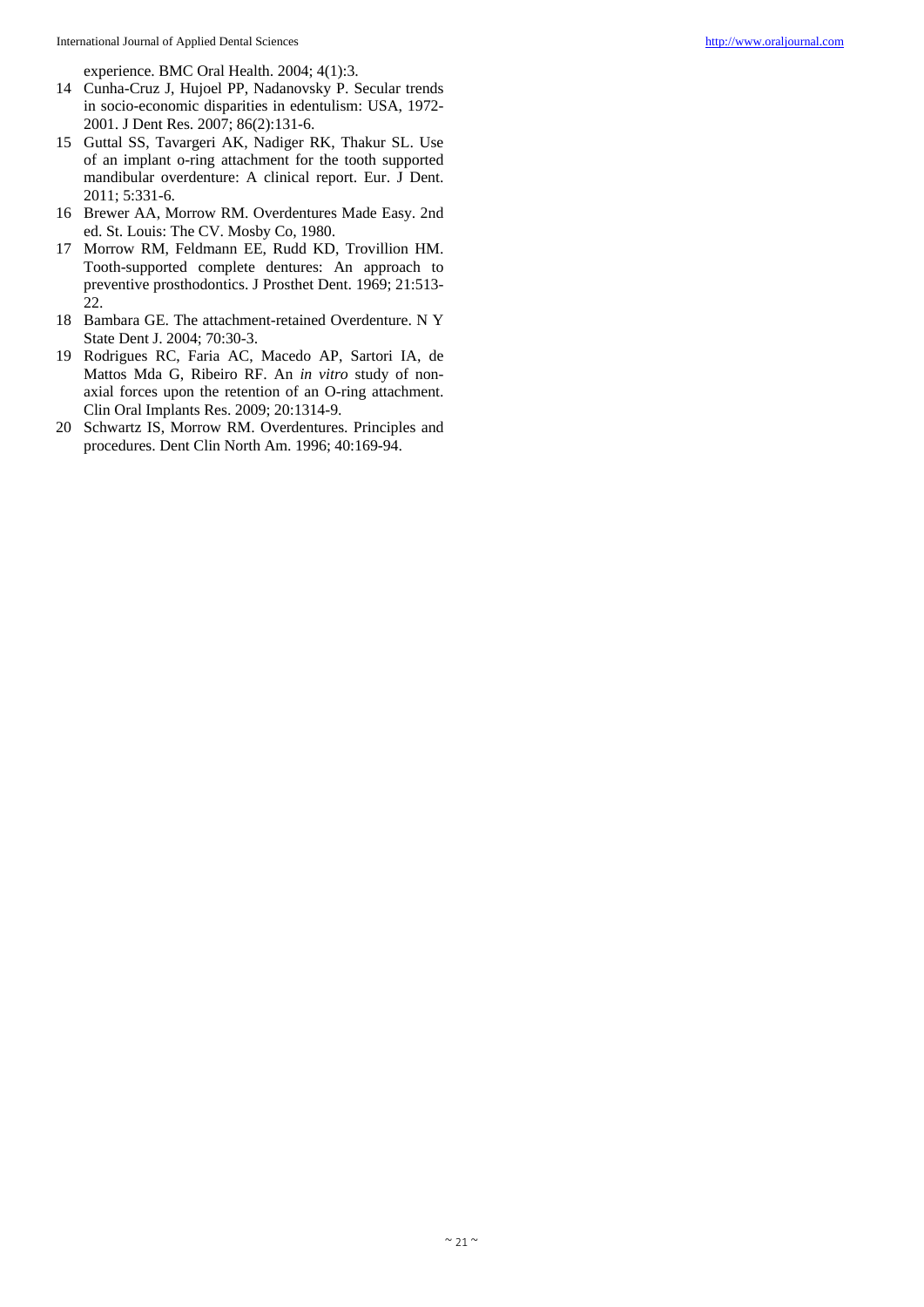experience. BMC Oral Health. 2004; 4(1):3.

14. Cunha-Cruz J, Hujoel PP, Nadanovsky P. Secular trends in socio-economic disparities in edentulism: USA, 1972-2001. J Dent Res. 2007; 86(2):131-6.
15. Guttal SS, Tavargeri AK, Nadiger RK, Thakur SL. Use of an implant o-ring attachment for the tooth supported mandibular overdenture: A clinical report. Eur. J Dent. 2011; 5:331-6.
16. Brewer AA, Morrow RM. Overdentures Made Easy. 2nd ed. St. Louis: The CV. Mosby Co, 1980.
17. Morrow RM, Feldmann EE, Rudd KD, Trovillion HM. Tooth-supported complete dentures: An approach to preventive prosthodontics. J Prosthet Dent. 1969; 21:513-22.
18. Bambara GE. The attachment-retained Overdenture. N Y State Dent J. 2004; 70:30-3.
19. Rodrigues RC, Faria AC, Macedo AP, Sartori IA, de Mattos Mda G, Ribeiro RF. An *in vitro* study of non-axial forces upon the retention of an O-ring attachment. Clin Oral Implants Res. 2009; 20:1314-9.
20. Schwartz IS, Morrow RM. Overdentures. Principles and procedures. Dent Clin North Am. 1996; 40:169-94.